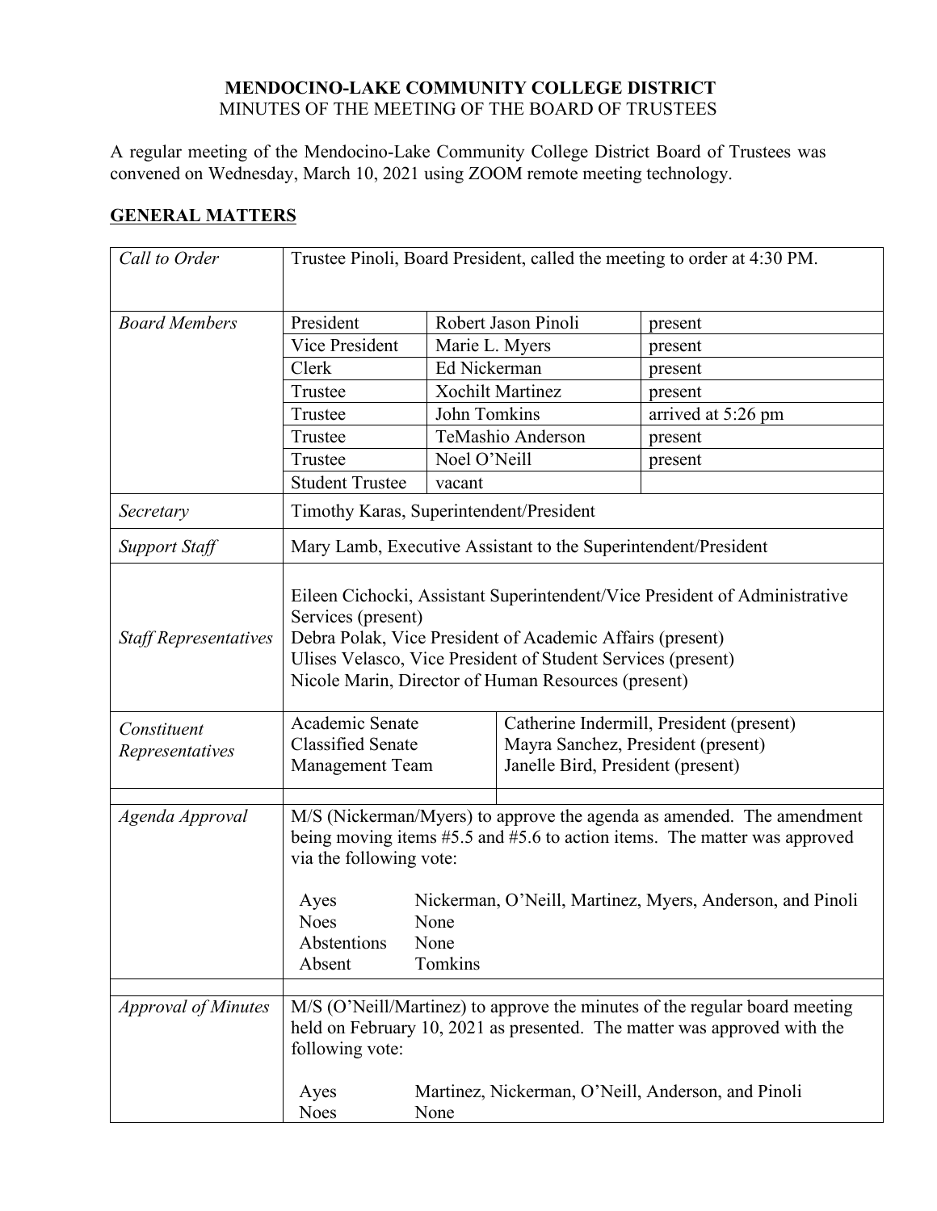**MENDOCINO-LAKE COMMUNITY COLLEGE DISTRICT**
MINUTES OF THE MEETING OF THE BOARD OF TRUSTEES

A regular meeting of the Mendocino-Lake Community College District Board of Trustees was convened on Wednesday, March 10, 2021 using ZOOM remote meeting technology.

## GENERAL MATTERS

| | | | |
|---|---|---|---|
| *Call to Order* | Trustee Pinoli, Board President, called the meeting to order at 4:30 PM. | | |
| *Board Members* | President | Robert Jason Pinoli | present |
| | Vice President | Marie L. Myers | present |
| | Clerk | Ed Nickerman | present |
| | Trustee | Xochilt Martinez | present |
| | Trustee | John Tomkins | arrived at 5:26 pm |
| | Trustee | TeMashio Anderson | present |
| | Trustee | Noel O'Neill | present |
| | Student Trustee | vacant | |
| *Secretary* | Timothy Karas, Superintendent/President | | |
| *Support Staff* | Mary Lamb, Executive Assistant to the Superintendent/President | | |
| *Staff Representatives* | Eileen Cichocki, Assistant Superintendent/Vice President of Administrative Services (present)<br>Debra Polak, Vice President of Academic Affairs (present)<br>Ulises Velasco, Vice President of Student Services (present)<br>Nicole Marin, Director of Human Resources (present) | | |
| *Constituent Representatives* | Academic Senate<br>Classified Senate<br>Management Team | Catherine Indermill, President (present)<br>Mayra Sanchez, President (present)<br>Janelle Bird, President (present) | |
| *Agenda Approval* | M/S (Nickerman/Myers) to approve the agenda as amended. The amendment being moving items #5.5 and #5.6 to action items. The matter was approved via the following vote:<br><br>Ayes: Nickerman, O'Neill, Martinez, Myers, Anderson, and Pinoli<br>Noes: None<br>Abstentions: None<br>Absent: Tomkins | | |
| *Approval of Minutes* | M/S (O'Neill/Martinez) to approve the minutes of the regular board meeting held on February 10, 2021 as presented. The matter was approved with the following vote:<br><br>Ayes: Martinez, Nickerman, O'Neill, Anderson, and Pinoli<br>Noes: None | | |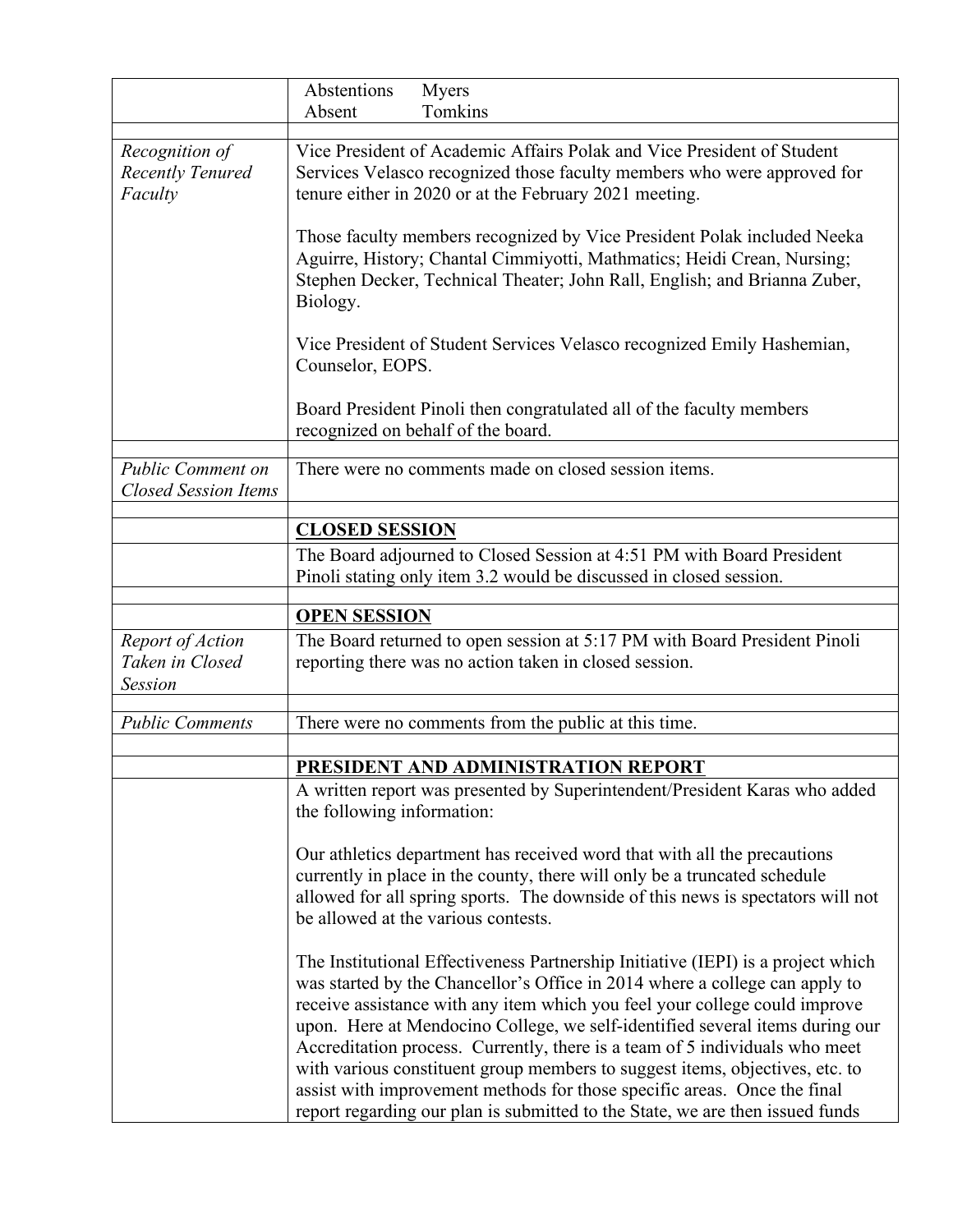| | |
|---|---|
| | Abstentions Myers<br>Absent Tomkins |
| | |
| *Recognition of Recently Tenured Faculty* | Vice President of Academic Affairs Polak and Vice President of Student Services Velasco recognized those faculty members who were approved for tenure either in 2020 or at the February 2021 meeting.<br><br>Those faculty members recognized by Vice President Polak included Neeka Aguirre, History; Chantal Cimmiyotti, Mathmatics; Heidi Crean, Nursing; Stephen Decker, Technical Theater; John Rall, English; and Brianna Zuber, Biology.<br><br>Vice President of Student Services Velasco recognized Emily Hashemian, Counselor, EOPS.<br><br>Board President Pinoli then congratulated all of the faculty members recognized on behalf of the board. |
| | |
| *Public Comment on Closed Session Items* | There were no comments made on closed session items. |
| | |
| | **CLOSED SESSION** |
| | The Board adjourned to Closed Session at 4:51 PM with Board President Pinoli stating only item 3.2 would be discussed in closed session. |
| | |
| | **OPEN SESSION** |
| *Report of Action Taken in Closed Session* | The Board returned to open session at 5:17 PM with Board President Pinoli reporting there was no action taken in closed session. |
| | |
| *Public Comments* | There were no comments from the public at this time. |
| | |
| | **PRESIDENT AND ADMINISTRATION REPORT** |
| | A written report was presented by Superintendent/President Karas who added the following information:<br><br>Our athletics department has received word that with all the precautions currently in place in the county, there will only be a truncated schedule allowed for all spring sports. The downside of this news is spectators will not be allowed at the various contests.<br><br>The Institutional Effectiveness Partnership Initiative (IEPI) is a project which was started by the Chancellor's Office in 2014 where a college can apply to receive assistance with any item which you feel your college could improve upon. Here at Mendocino College, we self-identified several items during our Accreditation process. Currently, there is a team of 5 individuals who meet with various constituent group members to suggest items, objectives, etc. to assist with improvement methods for those specific areas. Once the final report regarding our plan is submitted to the State, we are then issued funds |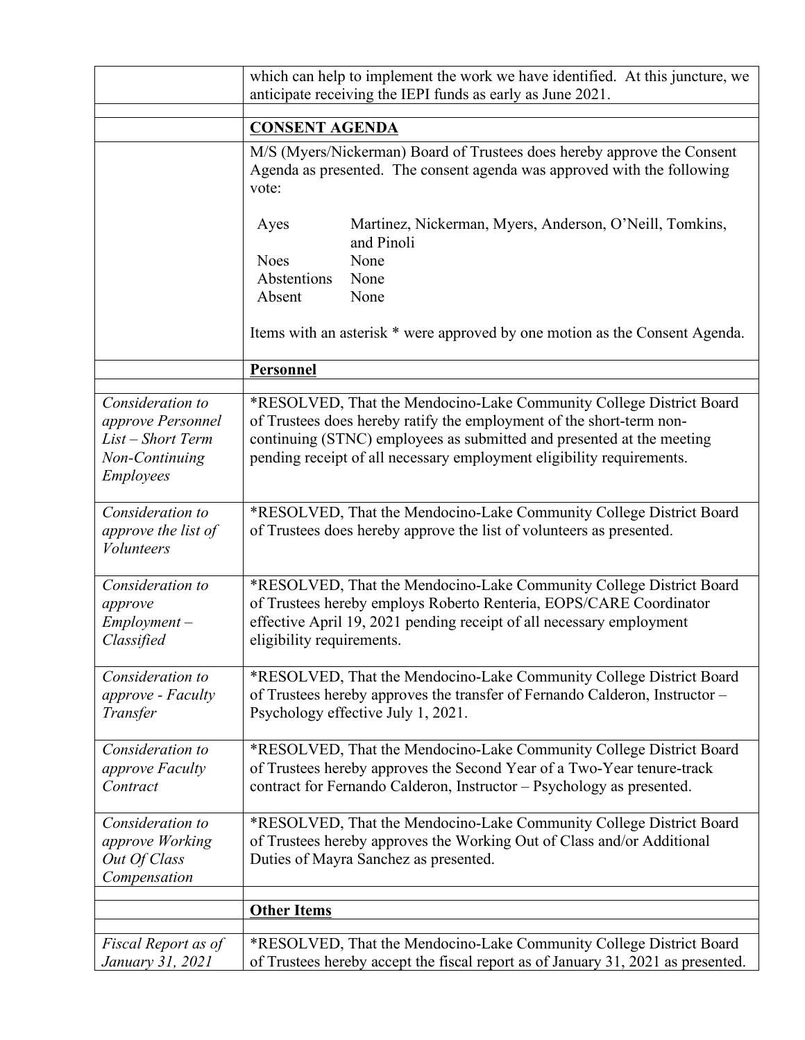| | |
|---|---|
| | which can help to implement the work we have identified. At this juncture, we anticipate receiving the IEPI funds as early as June 2021. |
| | |
| | **CONSENT AGENDA** |
| | M/S (Myers/Nickerman) Board of Trustees does hereby approve the Consent Agenda as presented. The consent agenda was approved with the following vote:<br><br>Ayes: Martinez, Nickerman, Myers, Anderson, O'Neill, Tomkins, and Pinoli<br>Noes: None<br>Abstentions: None<br>Absent: None<br><br>Items with an asterisk * were approved by one motion as the Consent Agenda. |
| | **Personnel** |
| | |
| *Consideration to approve Personnel List – Short Term Non-Continuing Employees* | *RESOLVED, That the Mendocino-Lake Community College District Board of Trustees does hereby ratify the employment of the short-term non-continuing (STNC) employees as submitted and presented at the meeting pending receipt of all necessary employment eligibility requirements. |
| *Consideration to approve the list of Volunteers* | *RESOLVED, That the Mendocino-Lake Community College District Board of Trustees does hereby approve the list of volunteers as presented. |
| *Consideration to approve Employment – Classified* | *RESOLVED, That the Mendocino-Lake Community College District Board of Trustees hereby employs Roberto Renteria, EOPS/CARE Coordinator effective April 19, 2021 pending receipt of all necessary employment eligibility requirements. |
| *Consideration to approve - Faculty Transfer* | *RESOLVED, That the Mendocino-Lake Community College District Board of Trustees hereby approves the transfer of Fernando Calderon, Instructor – Psychology effective July 1, 2021. |
| *Consideration to approve Faculty Contract* | *RESOLVED, That the Mendocino-Lake Community College District Board of Trustees hereby approves the Second Year of a Two-Year tenure-track contract for Fernando Calderon, Instructor – Psychology as presented. |
| *Consideration to approve Working Out Of Class Compensation* | *RESOLVED, That the Mendocino-Lake Community College District Board of Trustees hereby approves the Working Out of Class and/or Additional Duties of Mayra Sanchez as presented. |
| | |
| | **Other Items** |
| | |
| *Fiscal Report as of January 31, 2021* | *RESOLVED, That the Mendocino-Lake Community College District Board of Trustees hereby accept the fiscal report as of January 31, 2021 as presented. |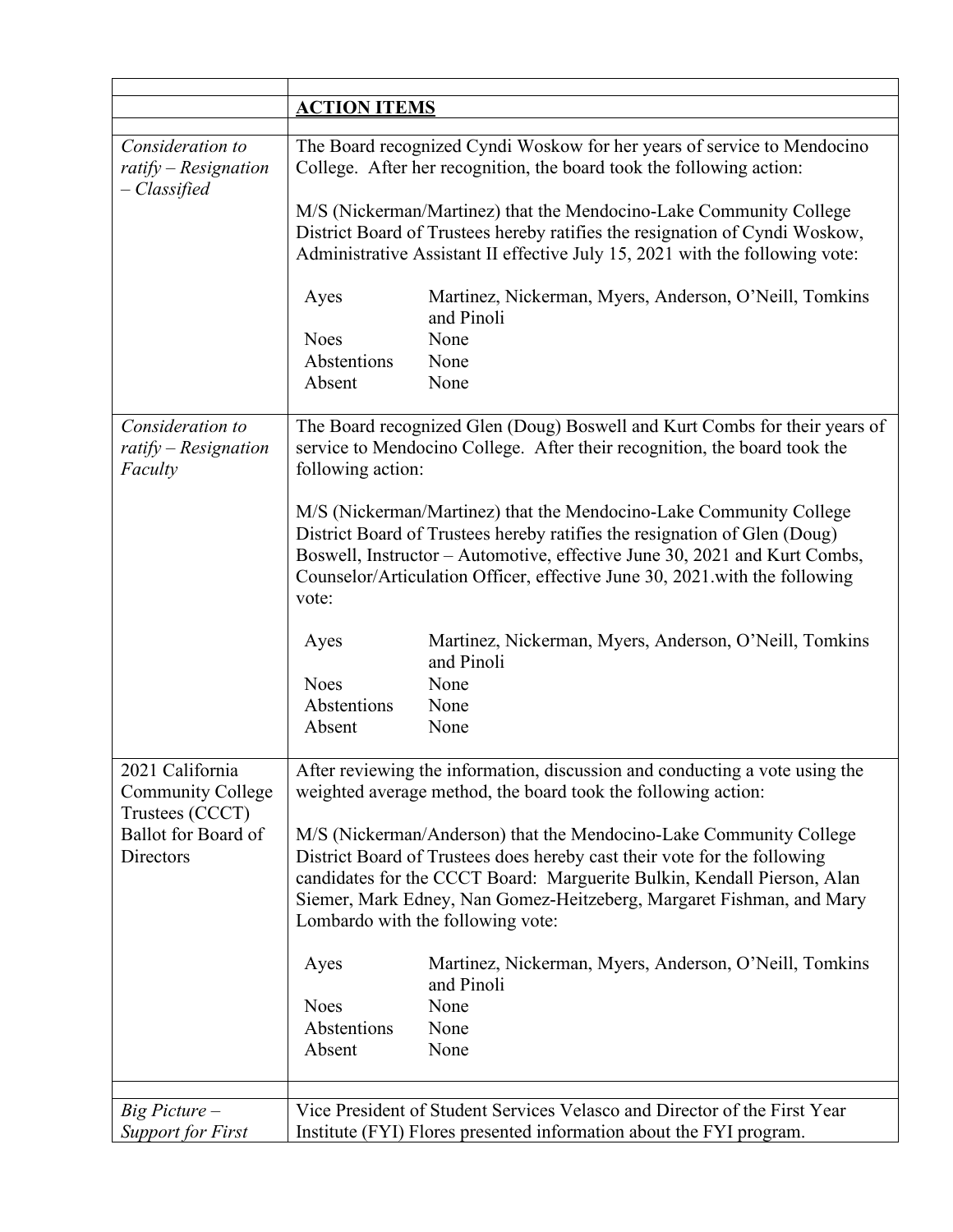| | |
|---|---|
| | **ACTION ITEMS** |
| | |
| *Consideration to ratify – Resignation – Classified* | The Board recognized Cyndi Woskow for her years of service to Mendocino College. After her recognition, the board took the following action:<br><br>M/S (Nickerman/Martinez) that the Mendocino-Lake Community College District Board of Trustees hereby ratifies the resignation of Cyndi Woskow, Administrative Assistant II effective July 15, 2021 with the following vote:<br><br>Ayes: Martinez, Nickerman, Myers, Anderson, O'Neill, Tomkins and Pinoli<br>Noes: None<br>Abstentions: None<br>Absent: None |
| *Consideration to ratify – Resignation Faculty* | The Board recognized Glen (Doug) Boswell and Kurt Combs for their years of service to Mendocino College. After their recognition, the board took the following action:<br><br>M/S (Nickerman/Martinez) that the Mendocino-Lake Community College District Board of Trustees hereby ratifies the resignation of Glen (Doug) Boswell, Instructor – Automotive, effective June 30, 2021 and Kurt Combs, Counselor/Articulation Officer, effective June 30, 2021.with the following vote:<br><br>Ayes: Martinez, Nickerman, Myers, Anderson, O'Neill, Tomkins and Pinoli<br>Noes: None<br>Abstentions: None<br>Absent: None |
| 2021 California Community College Trustees (CCCT) Ballot for Board of Directors | After reviewing the information, discussion and conducting a vote using the weighted average method, the board took the following action:<br><br>M/S (Nickerman/Anderson) that the Mendocino-Lake Community College District Board of Trustees does hereby cast their vote for the following candidates for the CCCT Board: Marguerite Bulkin, Kendall Pierson, Alan Siemer, Mark Edney, Nan Gomez-Heitzeberg, Margaret Fishman, and Mary Lombardo with the following vote:<br><br>Ayes: Martinez, Nickerman, Myers, Anderson, O'Neill, Tomkins and Pinoli<br>Noes: None<br>Abstentions: None<br>Absent: None |
| | |
| *Big Picture – Support for First* | Vice President of Student Services Velasco and Director of the First Year Institute (FYI) Flores presented information about the FYI program. |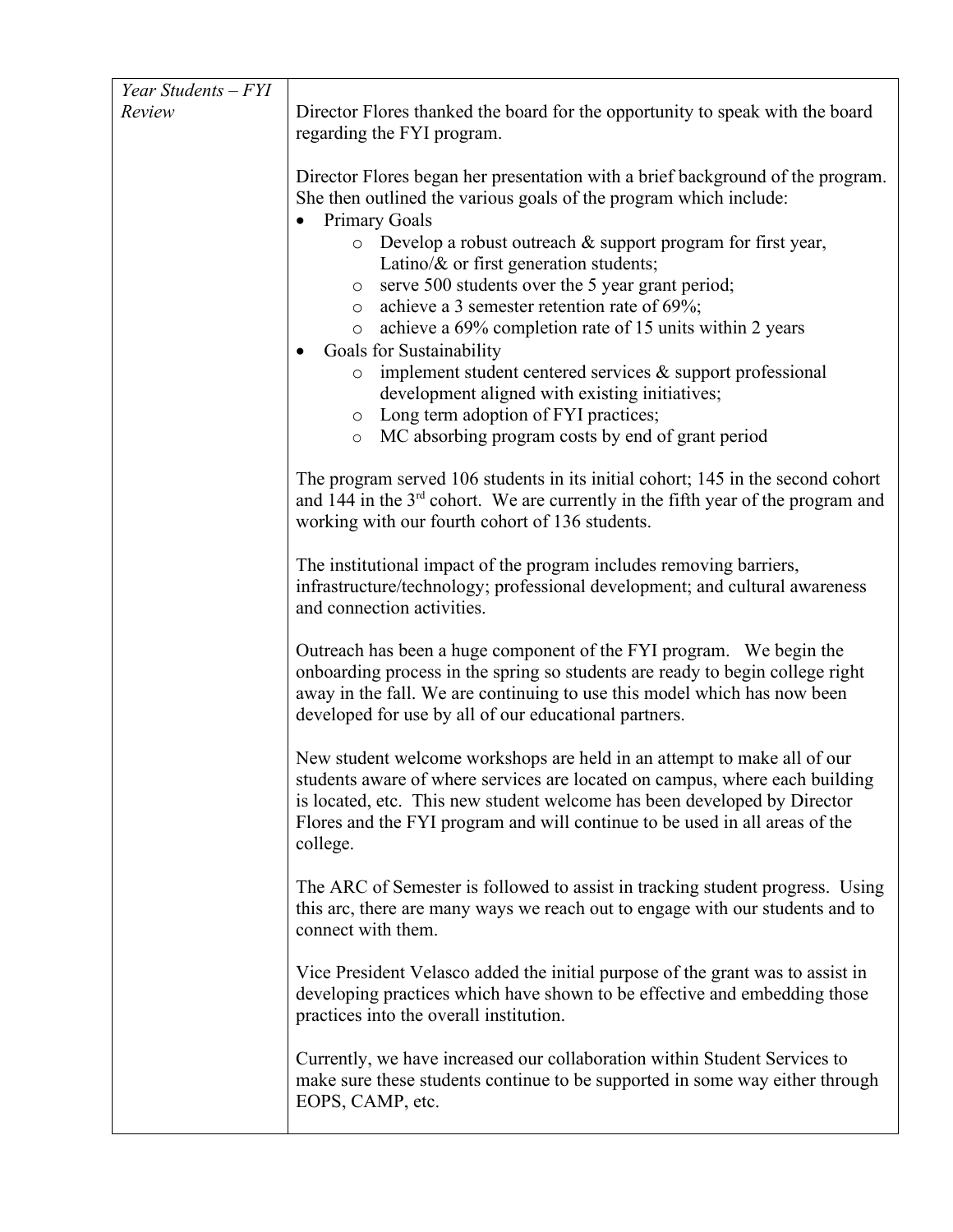| *Year Students – FYI Review* | Director Flores thanked the board for the opportunity to speak with the board regarding the FYI program.<br><br>Director Flores began her presentation with a brief background of the program. She then outlined the various goals of the program which include:<br>• Primary Goals<br>  ○ Develop a robust outreach & support program for first year, Latino/& or first generation students;<br>  ○ serve 500 students over the 5 year grant period;<br>  ○ achieve a 3 semester retention rate of 69%;<br>  ○ achieve a 69% completion rate of 15 units within 2 years<br>• Goals for Sustainability<br>  ○ implement student centered services & support professional development aligned with existing initiatives;<br>  ○ Long term adoption of FYI practices;<br>  ○ MC absorbing program costs by end of grant period<br><br>The program served 106 students in its initial cohort; 145 in the second cohort and 144 in the 3rd cohort. We are currently in the fifth year of the program and working with our fourth cohort of 136 students.<br><br>The institutional impact of the program includes removing barriers, infrastructure/technology; professional development; and cultural awareness and connection activities.<br><br>Outreach has been a huge component of the FYI program. We begin the onboarding process in the spring so students are ready to begin college right away in the fall. We are continuing to use this model which has now been developed for use by all of our educational partners.<br><br>New student welcome workshops are held in an attempt to make all of our students aware of where services are located on campus, where each building is located, etc. This new student welcome has been developed by Director Flores and the FYI program and will continue to be used in all areas of the college.<br><br>The ARC of Semester is followed to assist in tracking student progress. Using this arc, there are many ways we reach out to engage with our students and to connect with them.<br><br>Vice President Velasco added the initial purpose of the grant was to assist in developing practices which have shown to be effective and embedding those practices into the overall institution.<br><br>Currently, we have increased our collaboration within Student Services to make sure these students continue to be supported in some way either through EOPS, CAMP, etc. |
|---|---|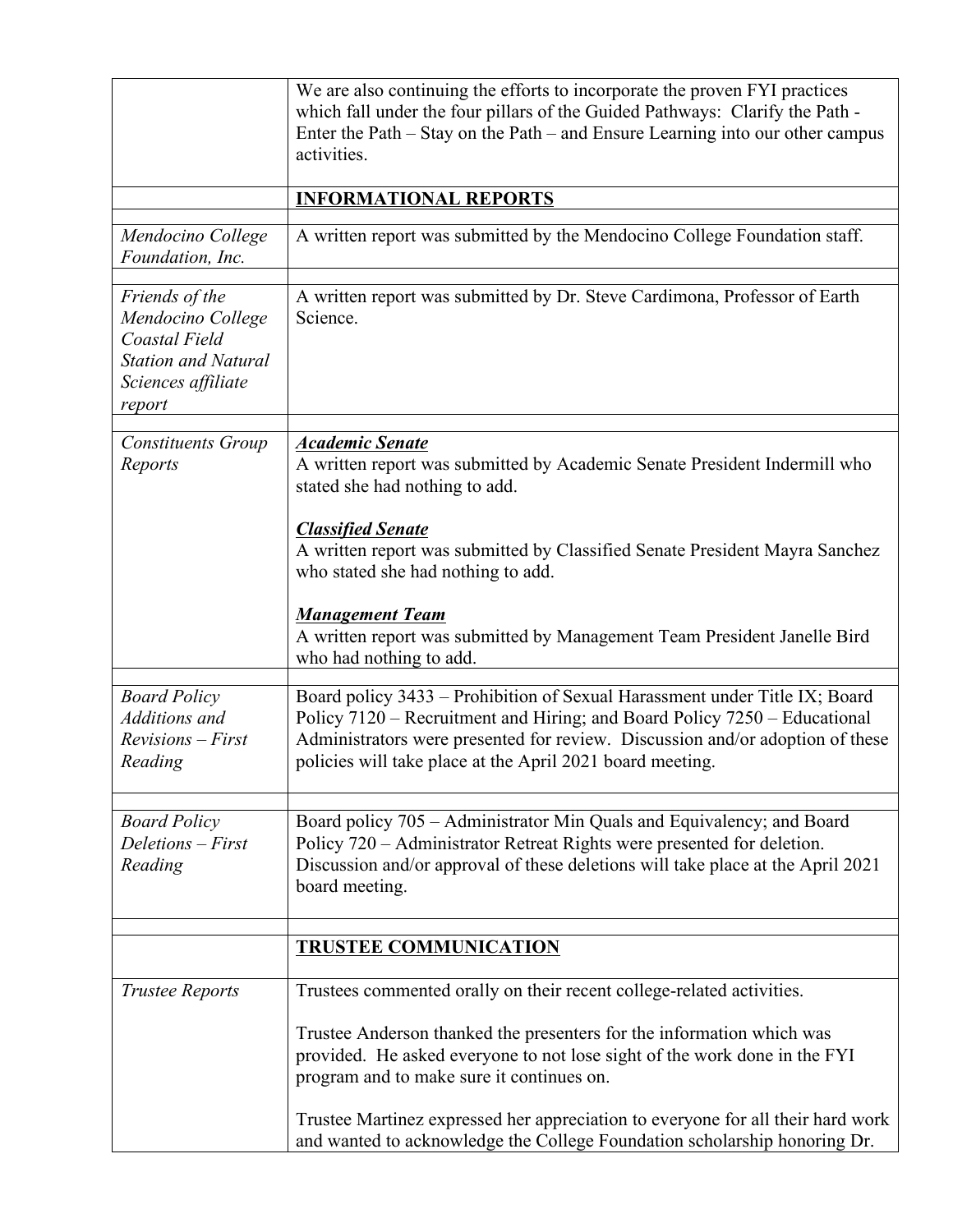| | |
|---|---|
| | We are also continuing the efforts to incorporate the proven FYI practices which fall under the four pillars of the Guided Pathways: Clarify the Path - Enter the Path – Stay on the Path – and Ensure Learning into our other campus activities. |
| | **INFORMATIONAL REPORTS** |
| *Mendocino College Foundation, Inc.* | A written report was submitted by the Mendocino College Foundation staff. |
| *Friends of the Mendocino College Coastal Field Station and Natural Sciences affiliate report* | A written report was submitted by Dr. Steve Cardimona, Professor of Earth Science. |
| *Constituents Group Reports* | ***Academic Senate*** <br> A written report was submitted by Academic Senate President Indermill who stated she had nothing to add. <br><br> ***Classified Senate*** <br> A written report was submitted by Classified Senate President Mayra Sanchez who stated she had nothing to add. <br><br> ***Management Team*** <br> A written report was submitted by Management Team President Janelle Bird who had nothing to add. |
| *Board Policy Additions and Revisions – First Reading* | Board policy 3433 – Prohibition of Sexual Harassment under Title IX; Board Policy 7120 – Recruitment and Hiring; and Board Policy 7250 – Educational Administrators were presented for review. Discussion and/or adoption of these policies will take place at the April 2021 board meeting. |
| *Board Policy Deletions – First Reading* | Board policy 705 – Administrator Min Quals and Equivalency; and Board Policy 720 – Administrator Retreat Rights were presented for deletion. Discussion and/or approval of these deletions will take place at the April 2021 board meeting. |
| | **TRUSTEE COMMUNICATION** |
| *Trustee Reports* | Trustees commented orally on their recent college-related activities. <br><br> Trustee Anderson thanked the presenters for the information which was provided. He asked everyone to not lose sight of the work done in the FYI program and to make sure it continues on. <br><br> Trustee Martinez expressed her appreciation to everyone for all their hard work and wanted to acknowledge the College Foundation scholarship honoring Dr. |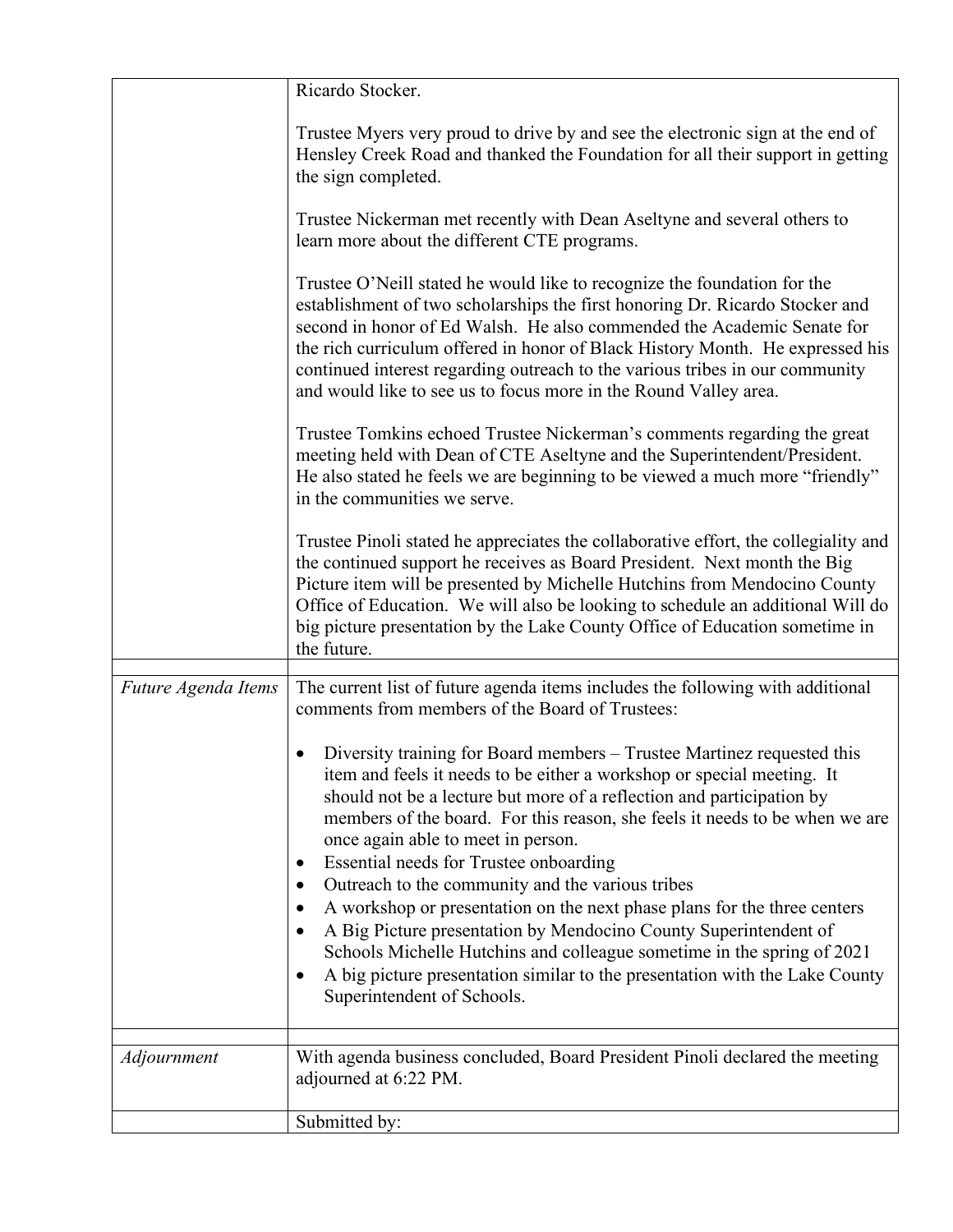| | |
|---|---|
| | Ricardo Stocker.<br><br>Trustee Myers very proud to drive by and see the electronic sign at the end of Hensley Creek Road and thanked the Foundation for all their support in getting the sign completed.<br><br>Trustee Nickerman met recently with Dean Aseltyne and several others to learn more about the different CTE programs.<br><br>Trustee O'Neill stated he would like to recognize the foundation for the establishment of two scholarships the first honoring Dr. Ricardo Stocker and second in honor of Ed Walsh. He also commended the Academic Senate for the rich curriculum offered in honor of Black History Month. He expressed his continued interest regarding outreach to the various tribes in our community and would like to see us to focus more in the Round Valley area.<br><br>Trustee Tomkins echoed Trustee Nickerman's comments regarding the great meeting held with Dean of CTE Aseltyne and the Superintendent/President. He also stated he feels we are beginning to be viewed a much more "friendly" in the communities we serve.<br><br>Trustee Pinoli stated he appreciates the collaborative effort, the collegiality and the continued support he receives as Board President. Next month the Big Picture item will be presented by Michelle Hutchins from Mendocino County Office of Education. We will also be looking to schedule an additional Will do big picture presentation by the Lake County Office of Education sometime in the future. |
| | |
| *Future Agenda Items* | The current list of future agenda items includes the following with additional comments from members of the Board of Trustees:<br><br>• Diversity training for Board members – Trustee Martinez requested this item and feels it needs to be either a workshop or special meeting. It should not be a lecture but more of a reflection and participation by members of the board. For this reason, she feels it needs to be when we are once again able to meet in person.<br>• Essential needs for Trustee onboarding<br>• Outreach to the community and the various tribes<br>• A workshop or presentation on the next phase plans for the three centers<br>• A Big Picture presentation by Mendocino County Superintendent of Schools Michelle Hutchins and colleague sometime in the spring of 2021<br>• A big picture presentation similar to the presentation with the Lake County Superintendent of Schools. |
| | |
| *Adjournment* | With agenda business concluded, Board President Pinoli declared the meeting adjourned at 6:22 PM. |
| | Submitted by: |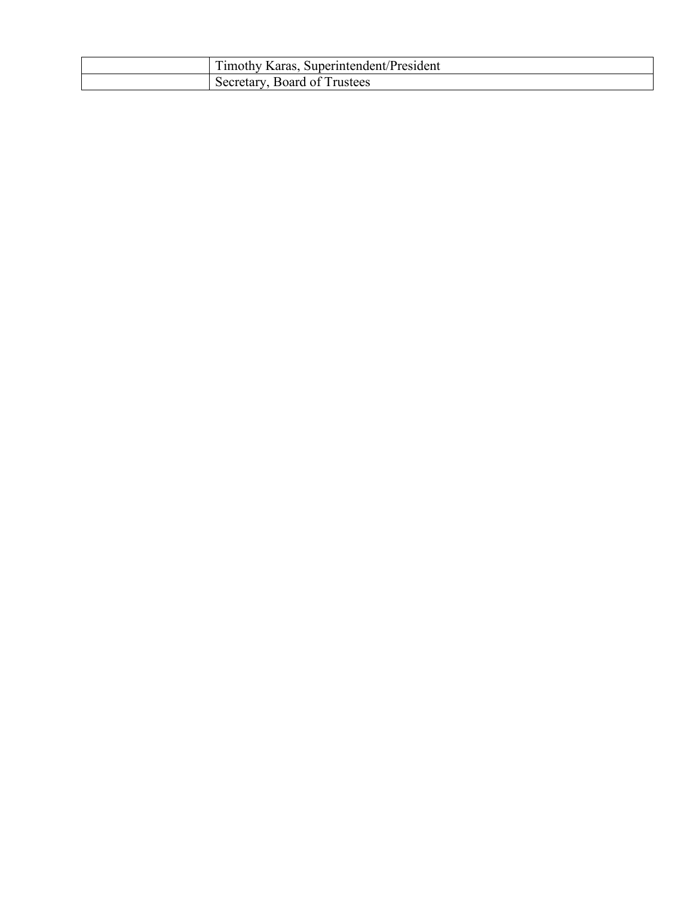| | |
|---|---|
| | Timothy Karas, Superintendent/President |
| | Secretary, Board of Trustees |